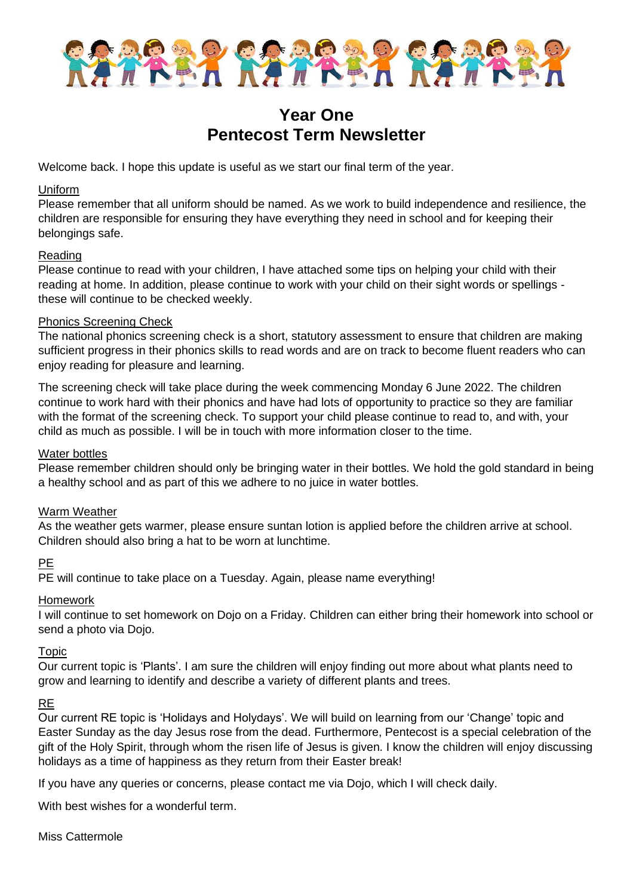# Year One
# Pentecost Term Newsletter

Welcome back. I hope this update is useful as we start our final term of the year.

## Uniform

Please remember that all uniform should be named. As we work to build independence and resilience, the children are responsible for ensuring they have everything they need in school and for keeping their belongings safe.

## Reading

Please continue to read with your children, I have attached some tips on helping your child with their reading at home. In addition, please continue to work with your child on their sight words or spellings - these will continue to be checked weekly.

## Phonics Screening Check

The national phonics screening check is a short, statutory assessment to ensure that children are making sufficient progress in their phonics skills to read words and are on track to become fluent readers who can enjoy reading for pleasure and learning.

The screening check will take place during the week commencing Monday 6 June 2022. The children continue to work hard with their phonics and have had lots of opportunity to practice so they are familiar with the format of the screening check. To support your child please continue to read to, and with, your child as much as possible. I will be in touch with more information closer to the time.

## Water bottles

Please remember children should only be bringing water in their bottles. We hold the gold standard in being a healthy school and as part of this we adhere to no juice in water bottles.

## Warm Weather

As the weather gets warmer, please ensure suntan lotion is applied before the children arrive at school. Children should also bring a hat to be worn at lunchtime.

## PE

PE will continue to take place on a Tuesday. Again, please name everything!

## Homework

I will continue to set homework on Dojo on a Friday. Children can either bring their homework into school or send a photo via Dojo.

## Topic

Our current topic is 'Plants'. I am sure the children will enjoy finding out more about what plants need to grow and learning to identify and describe a variety of different plants and trees.

## RE

Our current RE topic is 'Holidays and Holydays'. We will build on learning from our 'Change' topic and Easter Sunday as the day Jesus rose from the dead. Furthermore, Pentecost is a special celebration of the gift of the Holy Spirit, through whom the risen life of Jesus is given. I know the children will enjoy discussing holidays as a time of happiness as they return from their Easter break!

If you have any queries or concerns, please contact me via Dojo, which I will check daily.

With best wishes for a wonderful term.

Miss Cattermole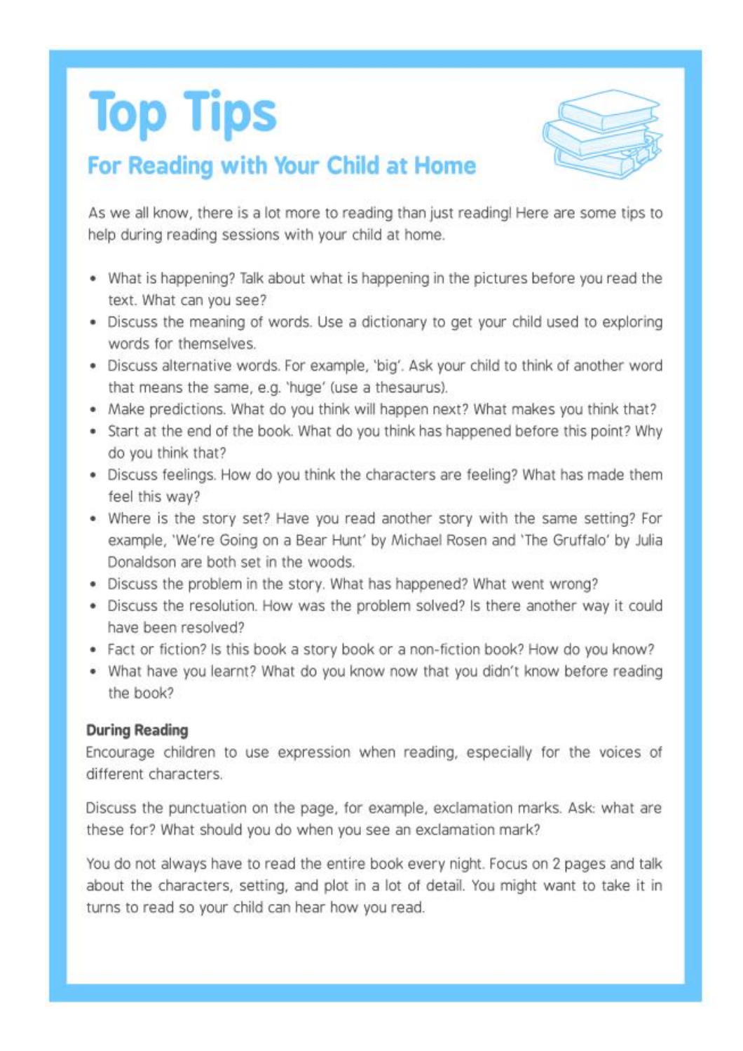# Top Tips

## For Reading with Your Child at Home

As we all know, there is a lot more to reading than just reading! Here are some tips to help during reading sessions with your child at home.

- What is happening? Talk about what is happening in the pictures before you read the text. What can you see?
- Discuss the meaning of words. Use a dictionary to get your child used to exploring words for themselves.
- Discuss alternative words. For example, 'big'. Ask your child to think of another word that means the same, e.g. 'huge' (use a thesaurus).
- Make predictions. What do you think will happen next? What makes you think that?
- Start at the end of the book. What do you think has happened before this point? Why do you think that?
- Discuss feelings. How do you think the characters are feeling? What has made them feel this way?
- Where is the story set? Have you read another story with the same setting? For example, 'We're Going on a Bear Hunt' by Michael Rosen and 'The Gruffalo' by Julia Donaldson are both set in the woods.
- Discuss the problem in the story. What has happened? What went wrong?
- Discuss the resolution. How was the problem solved? Is there another way it could have been resolved?
- Fact or fiction? Is this book a story book or a non-fiction book? How do you know?
- What have you learnt? What do you know now that you didn't know before reading the book?

**During Reading**

Encourage children to use expression when reading, especially for the voices of different characters.

Discuss the punctuation on the page, for example, exclamation marks. Ask: what are these for? What should you do when you see an exclamation mark?

You do not always have to read the entire book every night. Focus on 2 pages and talk about the characters, setting, and plot in a lot of detail. You might want to take it in turns to read so your child can hear how you read.